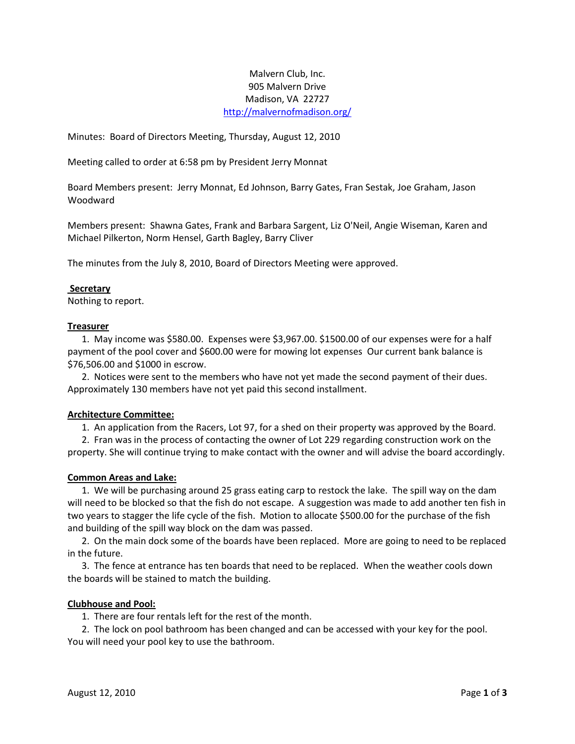Malvern Club, Inc.
905 Malvern Drive
Madison, VA 22727
http://malvernofmadison.org/

Minutes: Board of Directors Meeting, Thursday, August 12, 2010

Meeting called to order at 6:58 pm by President Jerry Monnat

Board Members present: Jerry Monnat, Ed Johnson, Barry Gates, Fran Sestak, Joe Graham, Jason Woodward

Members present: Shawna Gates, Frank and Barbara Sargent, Liz O'Neil, Angie Wiseman, Karen and Michael Pilkerton, Norm Hensel, Garth Bagley, Barry Cliver

The minutes from the July 8, 2010, Board of Directors Meeting were approved.

**Secretary**

Nothing to report.

**Treasurer**

1. May income was $580.00. Expenses were $3,967.00. $1500.00 of our expenses were for a half payment of the pool cover and $600.00 were for mowing lot expenses Our current bank balance is $76,506.00 and $1000 in escrow.
2. Notices were sent to the members who have not yet made the second payment of their dues. Approximately 130 members have not yet paid this second installment.

**Architecture Committee:**

1. An application from the Racers, Lot 97, for a shed on their property was approved by the Board.
2. Fran was in the process of contacting the owner of Lot 229 regarding construction work on the property. She will continue trying to make contact with the owner and will advise the board accordingly.

**Common Areas and Lake:**

1. We will be purchasing around 25 grass eating carp to restock the lake. The spill way on the dam will need to be blocked so that the fish do not escape. A suggestion was made to add another ten fish in two years to stagger the life cycle of the fish. Motion to allocate $500.00 for the purchase of the fish and building of the spill way block on the dam was passed.
2. On the main dock some of the boards have been replaced. More are going to need to be replaced in the future.
3. The fence at entrance has ten boards that need to be replaced. When the weather cools down the boards will be stained to match the building.

**Clubhouse and Pool:**

1. There are four rentals left for the rest of the month.
2. The lock on pool bathroom has been changed and can be accessed with your key for the pool. You will need your pool key to use the bathroom.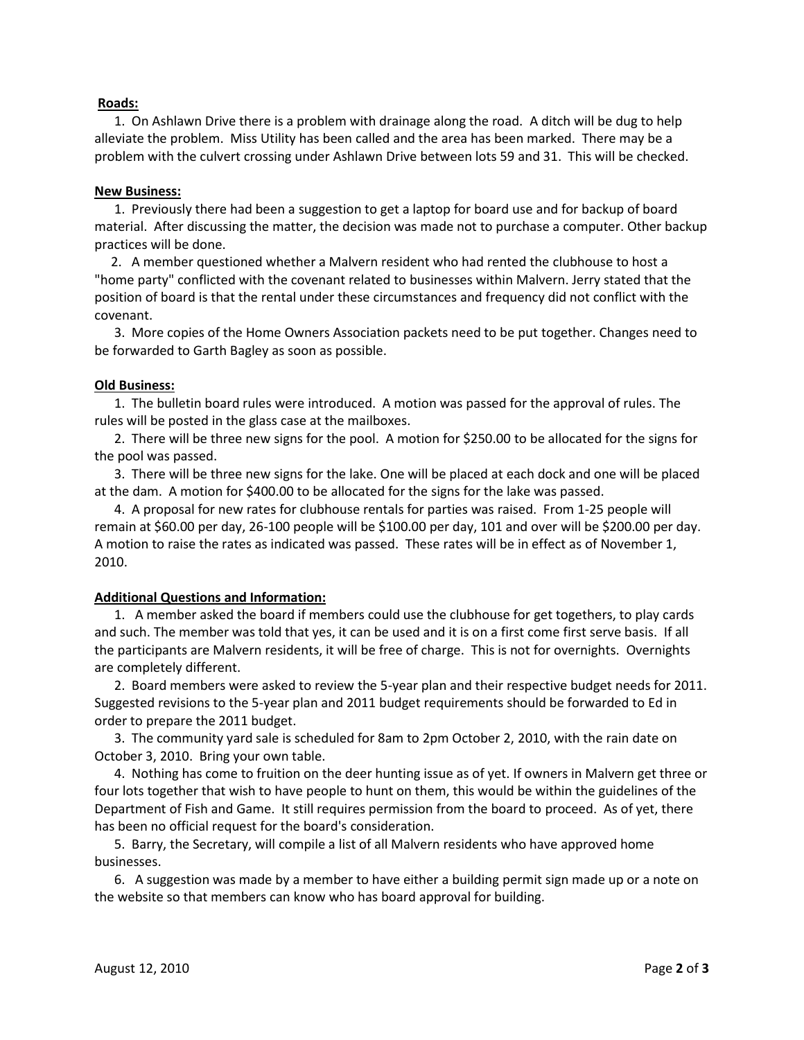**Roads:**

1. On Ashlawn Drive there is a problem with drainage along the road. A ditch will be dug to help alleviate the problem. Miss Utility has been called and the area has been marked. There may be a problem with the culvert crossing under Ashlawn Drive between lots 59 and 31. This will be checked.

**New Business:**

1. Previously there had been a suggestion to get a laptop for board use and for backup of board material. After discussing the matter, the decision was made not to purchase a computer. Other backup practices will be done.

2. A member questioned whether a Malvern resident who had rented the clubhouse to host a "home party" conflicted with the covenant related to businesses within Malvern. Jerry stated that the position of board is that the rental under these circumstances and frequency did not conflict with the covenant.

3. More copies of the Home Owners Association packets need to be put together. Changes need to be forwarded to Garth Bagley as soon as possible.

**Old Business:**

1. The bulletin board rules were introduced. A motion was passed for the approval of rules. The rules will be posted in the glass case at the mailboxes.

2. There will be three new signs for the pool. A motion for $250.00 to be allocated for the signs for the pool was passed.

3. There will be three new signs for the lake. One will be placed at each dock and one will be placed at the dam. A motion for $400.00 to be allocated for the signs for the lake was passed.

4. A proposal for new rates for clubhouse rentals for parties was raised. From 1-25 people will remain at $60.00 per day, 26-100 people will be $100.00 per day, 101 and over will be $200.00 per day. A motion to raise the rates as indicated was passed. These rates will be in effect as of November 1, 2010.

**Additional Questions and Information:**

1. A member asked the board if members could use the clubhouse for get togethers, to play cards and such. The member was told that yes, it can be used and it is on a first come first serve basis. If all the participants are Malvern residents, it will be free of charge. This is not for overnights. Overnights are completely different.

2. Board members were asked to review the 5-year plan and their respective budget needs for 2011. Suggested revisions to the 5-year plan and 2011 budget requirements should be forwarded to Ed in order to prepare the 2011 budget.

3. The community yard sale is scheduled for 8am to 2pm October 2, 2010, with the rain date on October 3, 2010. Bring your own table.

4. Nothing has come to fruition on the deer hunting issue as of yet. If owners in Malvern get three or four lots together that wish to have people to hunt on them, this would be within the guidelines of the Department of Fish and Game. It still requires permission from the board to proceed. As of yet, there has been no official request for the board's consideration.

5. Barry, the Secretary, will compile a list of all Malvern residents who have approved home businesses.

6. A suggestion was made by a member to have either a building permit sign made up or a note on the website so that members can know who has board approval for building.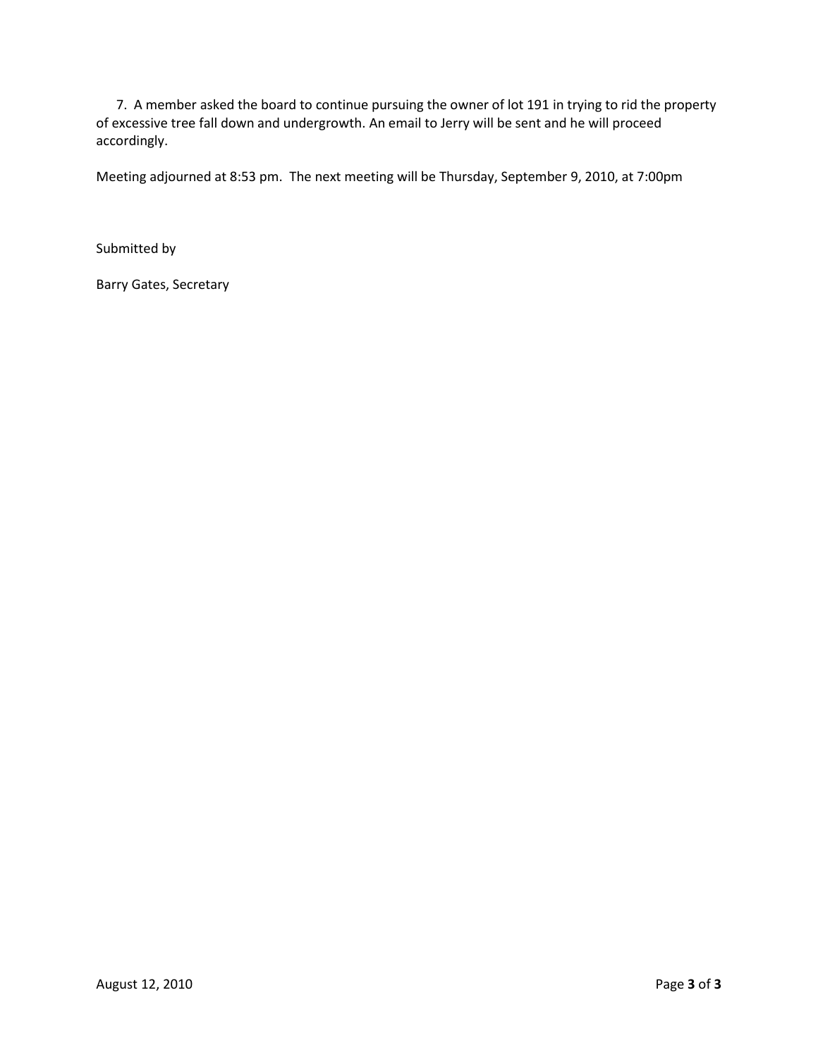7. A member asked the board to continue pursuing the owner of lot 191 in trying to rid the property of excessive tree fall down and undergrowth. An email to Jerry will be sent and he will proceed accordingly.

Meeting adjourned at 8:53 pm. The next meeting will be Thursday, September 9, 2010, at 7:00pm

Submitted by

Barry Gates, Secretary